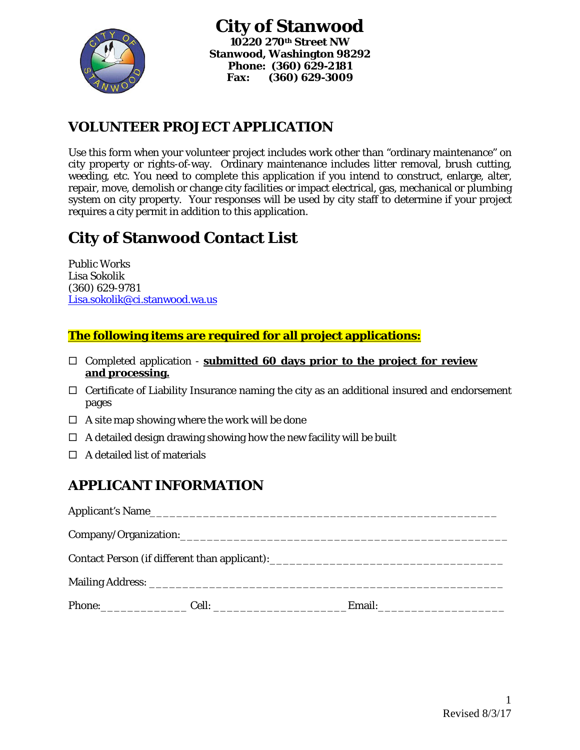# City of Stanwood

**10220 270th Street NW**
**Stanwood, Washington 98292**
**Phone: (360) 629-2181**
**Fax: (360) 629-3009**

## VOLUNTEER PROJECT APPLICATION

Use this form when your volunteer project includes work other than "ordinary maintenance" on city property or rights-of-way. Ordinary maintenance includes litter removal, brush cutting, weeding, etc. You need to complete this application if you intend to construct, enlarge, alter, repair, move, demolish or change city facilities or impact electrical, gas, mechanical or plumbing system on city property. Your responses will be used by city staff to determine if your project requires a city permit in addition to this application.

# City of Stanwood Contact List

Public Works
Lisa Sokolik
(360) 629-9781
Lisa.sokolik@ci.stanwood.wa.us

**The following items are required for all project applications:**

- ☐ Completed application - **submitted 60 days prior to the project for review and processing.**
- ☐ Certificate of Liability Insurance naming the city as an additional insured and endorsement pages
- ☐ A site map showing where the work will be done
- ☐ A detailed design drawing showing how the new facility will be built
- ☐ A detailed list of materials

## APPLICANT INFORMATION

Applicant's Name_______________________________________________________

Company/Organization:___________________________________________________

Contact Person (if different than applicant):___________________________________

Mailing Address: ________________________________________________________

Phone:_____________ Cell: ____________________ Email:___________________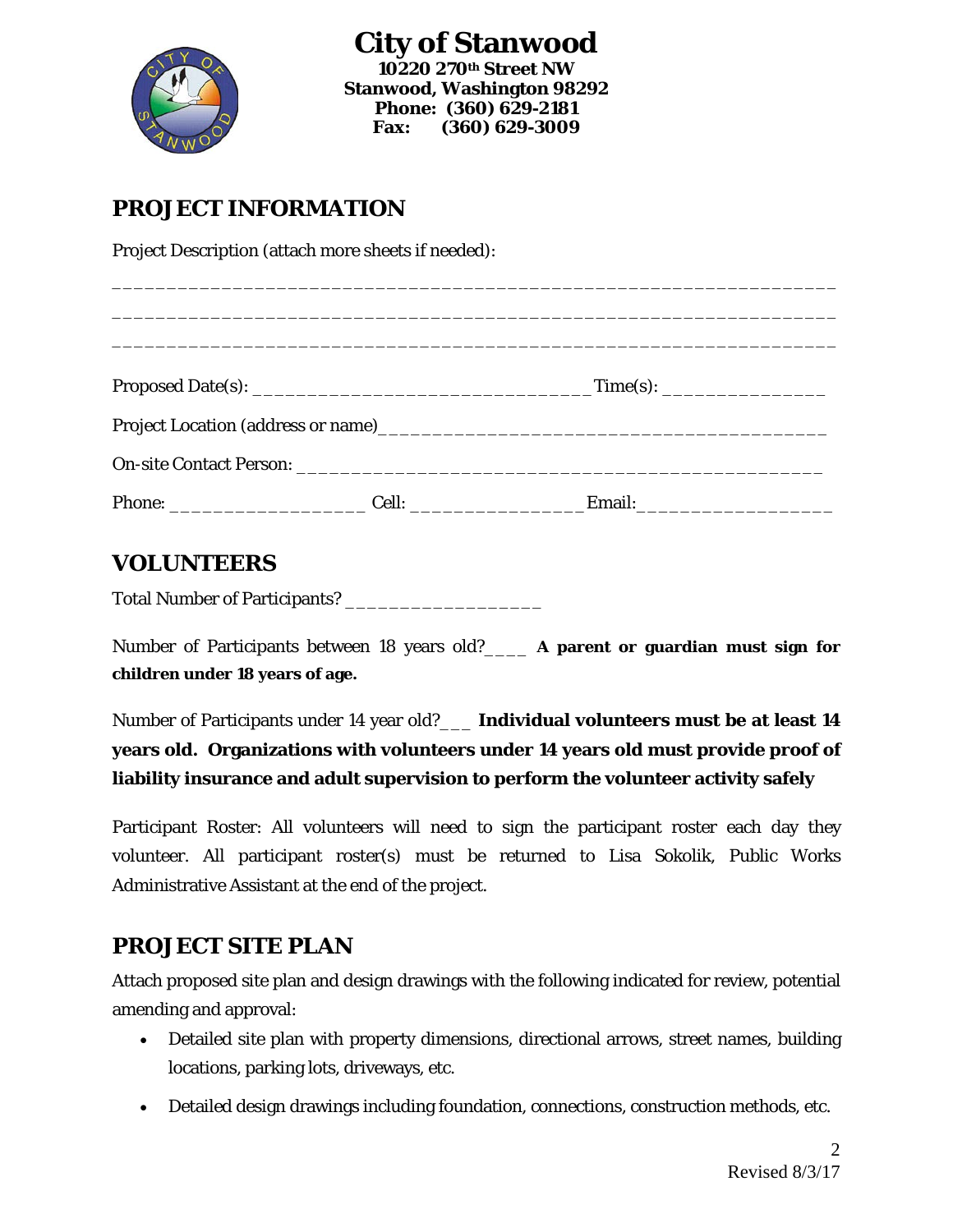# City of Stanwood

**10220 270th Street NW**
**Stanwood, Washington 98292**
**Phone: (360) 629-2181**
**Fax: (360) 629-3009**

## PROJECT INFORMATION

Project Description (attach more sheets if needed):

_________________________________________________________________

_________________________________________________________________

_________________________________________________________________

Proposed Date(s): ______________________________ Time(s): _______________

Project Location (address or name)________________________________________

On-site Contact Person: _________________________________________________

Phone: __________________ Cell: ________________ Email:_________________

## VOLUNTEERS

Total Number of Participants? __________________

Number of Participants between 18 years old?____ **A parent or guardian must sign for children under 18 years of age.**

Number of Participants under 14 year old?___ **Individual volunteers must be at least 14 years old. Organizations with volunteers under 14 years old must provide proof of liability insurance and adult supervision to perform the volunteer activity safely**

Participant Roster: All volunteers will need to sign the participant roster each day they volunteer. All participant roster(s) must be returned to Lisa Sokolik, Public Works Administrative Assistant at the end of the project.

## PROJECT SITE PLAN

Attach proposed site plan and design drawings with the following indicated for review, potential amending and approval:

- Detailed site plan with property dimensions, directional arrows, street names, building locations, parking lots, driveways, etc.
- Detailed design drawings including foundation, connections, construction methods, etc.

Revised 8/3/17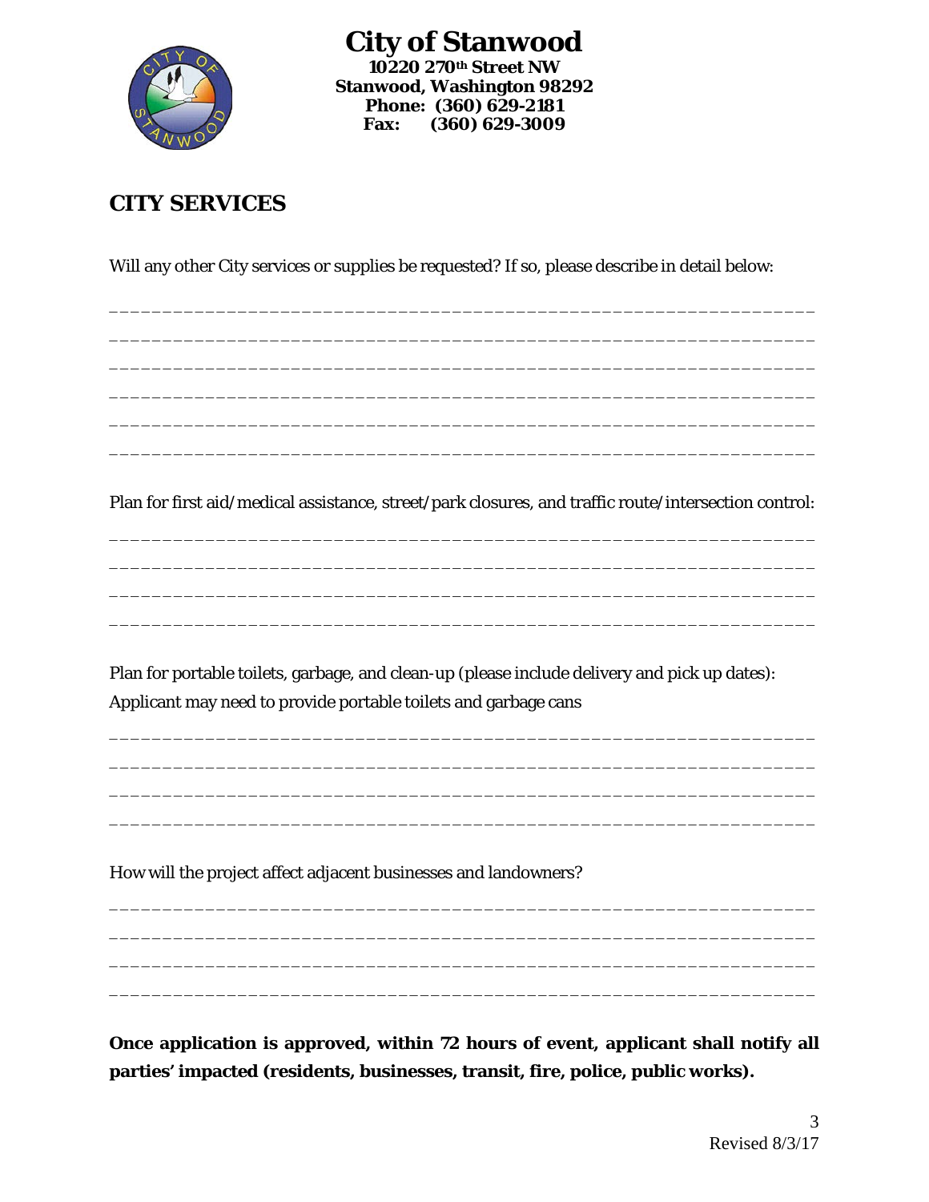# City of Stanwood

**10220 270th Street NW**
**Stanwood, Washington 98292**
**Phone: (360) 629-2181**
**Fax: (360) 629-3009**

## CITY SERVICES

Will any other City services or supplies be requested? If so, please describe in detail below:

______________________________________________________________________

______________________________________________________________________

______________________________________________________________________

______________________________________________________________________

______________________________________________________________________

______________________________________________________________________

Plan for first aid/medical assistance, street/park closures, and traffic route/intersection control:

______________________________________________________________________

______________________________________________________________________

______________________________________________________________________

______________________________________________________________________

Plan for portable toilets, garbage, and clean-up (please include delivery and pick up dates):
Applicant may need to provide portable toilets and garbage cans

______________________________________________________________________

______________________________________________________________________

______________________________________________________________________

______________________________________________________________________

How will the project affect adjacent businesses and landowners?

______________________________________________________________________

______________________________________________________________________

______________________________________________________________________

______________________________________________________________________

**Once application is approved, within 72 hours of event, applicant shall notify all parties' impacted (residents, businesses, transit, fire, police, public works).**

Revised 8/3/17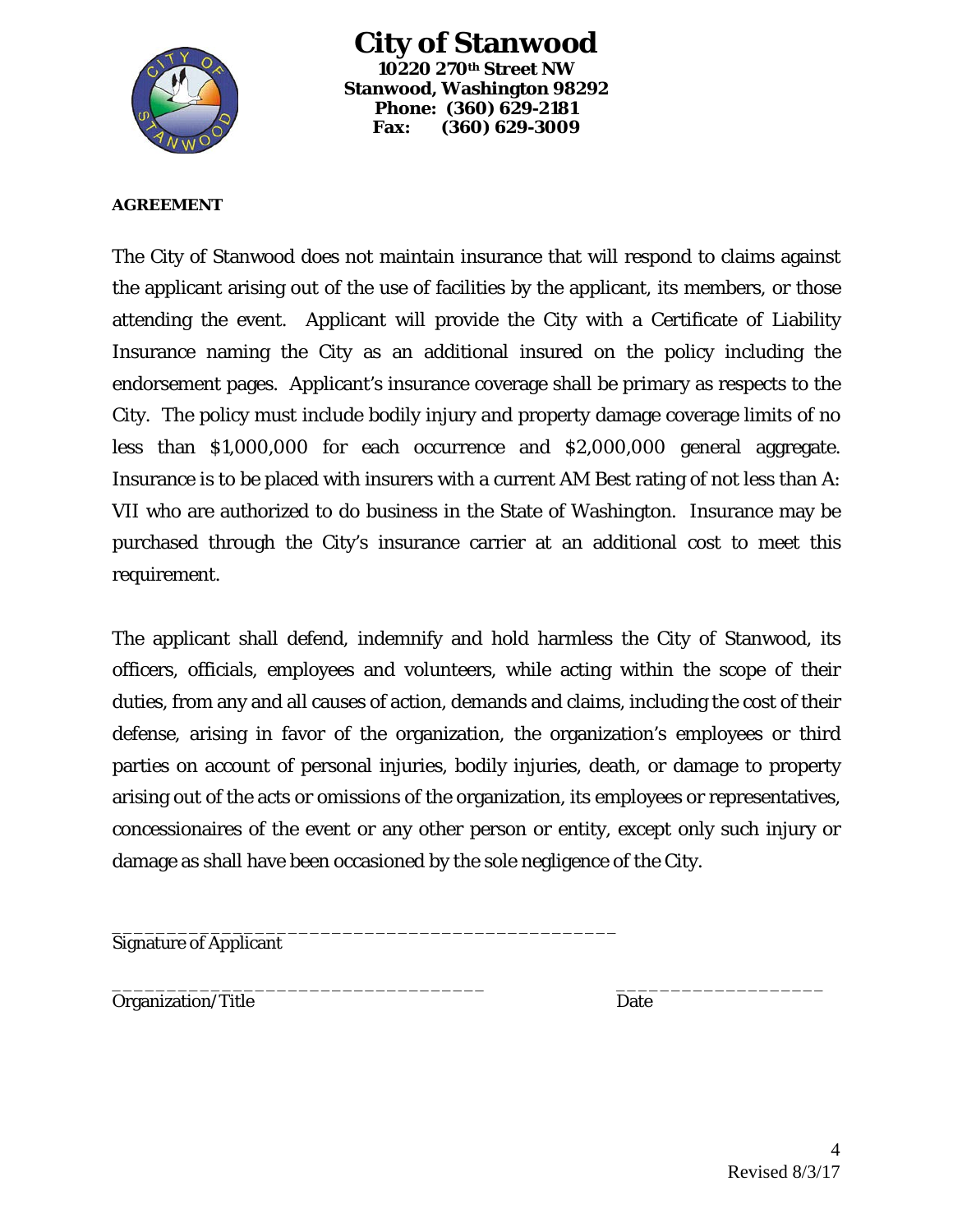# City of Stanwood

**10220 270th Street NW**
**Stanwood, Washington 98292**
**Phone: (360) 629-2181**
**Fax: (360) 629-3009**

**AGREEMENT**

The City of Stanwood does not maintain insurance that will respond to claims against the applicant arising out of the use of facilities by the applicant, its members, or those attending the event. Applicant will provide the City with a Certificate of Liability Insurance naming the City as an additional insured on the policy including the endorsement pages. Applicant's insurance coverage shall be primary as respects to the City. The policy must include bodily injury and property damage coverage limits of no less than $1,000,000 for each occurrence and $2,000,000 general aggregate. Insurance is to be placed with insurers with a current AM Best rating of not less than A: VII who are authorized to do business in the State of Washington. Insurance may be purchased through the City's insurance carrier at an additional cost to meet this requirement.

The applicant shall defend, indemnify and hold harmless the City of Stanwood, its officers, officials, employees and volunteers, while acting within the scope of their duties, from any and all causes of action, demands and claims, including the cost of their defense, arising in favor of the organization, the organization's employees or third parties on account of personal injuries, bodily injuries, death, or damage to property arising out of the acts or omissions of the organization, its employees or representatives, concessionaires of the event or any other person or entity, except only such injury or damage as shall have been occasioned by the sole negligence of the City.

_______________________________________________
Signature of Applicant

__________________________________ __________________
Organization/Title Date

Revised 8/3/17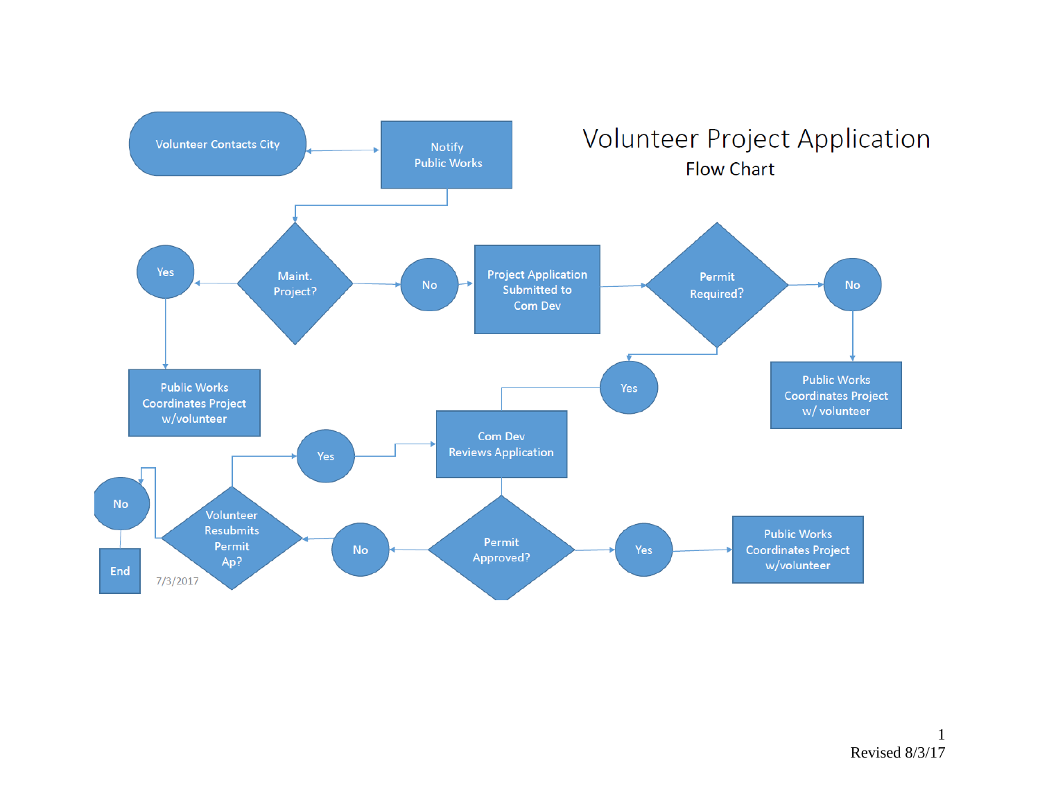# Volunteer Project Application

## Flow Chart

- Volunteer Contacts City
- Notify Public Works
- Maint. Project?
  - Yes → Public Works Coordinates Project w/volunteer
  - No → Project Application Submitted to Com Dev
- Permit Required?
  - No → Public Works Coordinates Project w/ volunteer
  - Yes → Com Dev Reviews Application
- Permit Approved?
  - Yes → Public Works Coordinates Project w/volunteer
  - No → Volunteer Resubmits Permit Ap?
- Volunteer Resubmits Permit Ap?
  - Yes → Com Dev Reviews Application
  - No → End

7/3/2017

Revised 8/3/17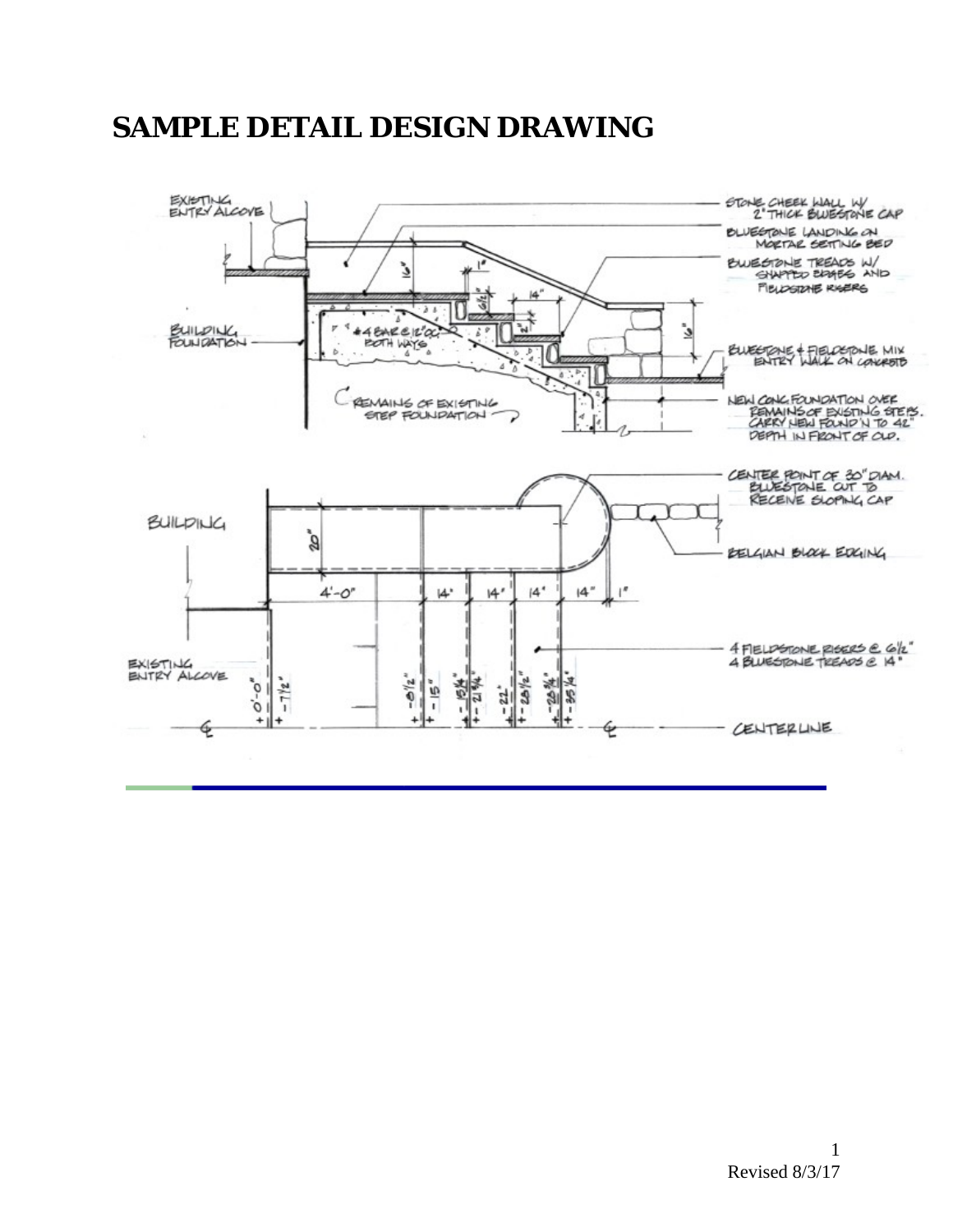# SAMPLE DETAIL DESIGN DRAWING

EXISTING ENTRY ALCOVE

BUILDING FOUNDATION

#4 BAR @ 12" O.C. BOTH WAYS

REMAINS OF EXISTING STEP FOUNDATION

STONE CHEEK WALL W/ 2" THICK BLUESTONE CAP

BLUESTONE LANDING ON MORTAR SETTING BED

BLUESTONE TREADS W/ SNAPPED EDGES AND FIELDSTONE RISERS

BLUESTONE & FIELDSTONE MIX ENTRY WALK ON CONCRETE

NEW CONC FOUNDATION OVER REMAINS OF EXISTING STEPS. CARRY NEW FOUND'N TO 42" DEPTH IN FRONT OF OLD.

16" 1" 6½" 14" 2" 16"

BUILDING

20"

4'-0" 14" 14" 14" 14" 1"

CENTER POINT OF 30" DIAM. BLUESTONE CUT TO RECEIVE SLOPING CAP

BELGIAN BLOCK EDGING

4 FIELDSTONE RISERS @ 6½"
4 BLUESTONE TREADS @ 14"

EXISTING ENTRY ALCOVE

+0'-0" +-7½" +-8½" +-15" +-15¼" +-21¾" +-22" +-28½" +-28¾" +-35¼"

CENTERLINE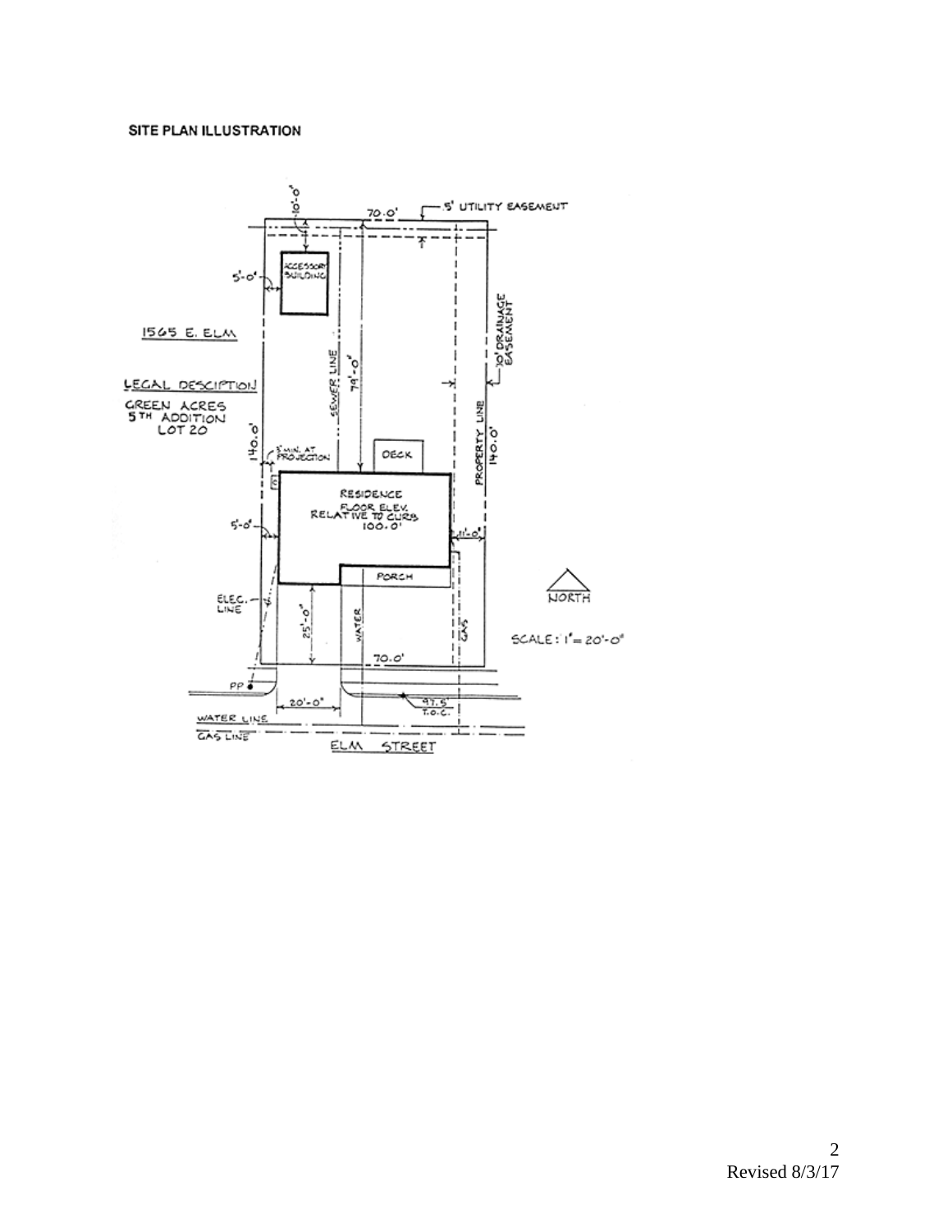**SITE PLAN ILLUSTRATION**

10'-0"

70.0'

5' UTILITY EASEMENT

5'-0"

ACCESSORY BUILDING

1565 E. ELM

SEWER LINE

79'-0"

10' DRAINAGE EASEMENT

LEGAL DESCIPTION

GREEN ACRES
5TH ADDITION
LOT 20

140.0'

3' MIN. AT PROJECTION

DECK

PROPERTY LINE

140.0'

RESIDENCE

FLOOR ELEV. RELATIVE TO CURB 100.0'

5'-0"

11'-0"

PORCH

ELEC. LINE

25'-0"

WATER

GAS

NORTH

SCALE: 1" = 20'-0"

70.0'

PP

20'-0"

97.5' T.O.C.

WATER LINE

GAS LINE

ELM STREET